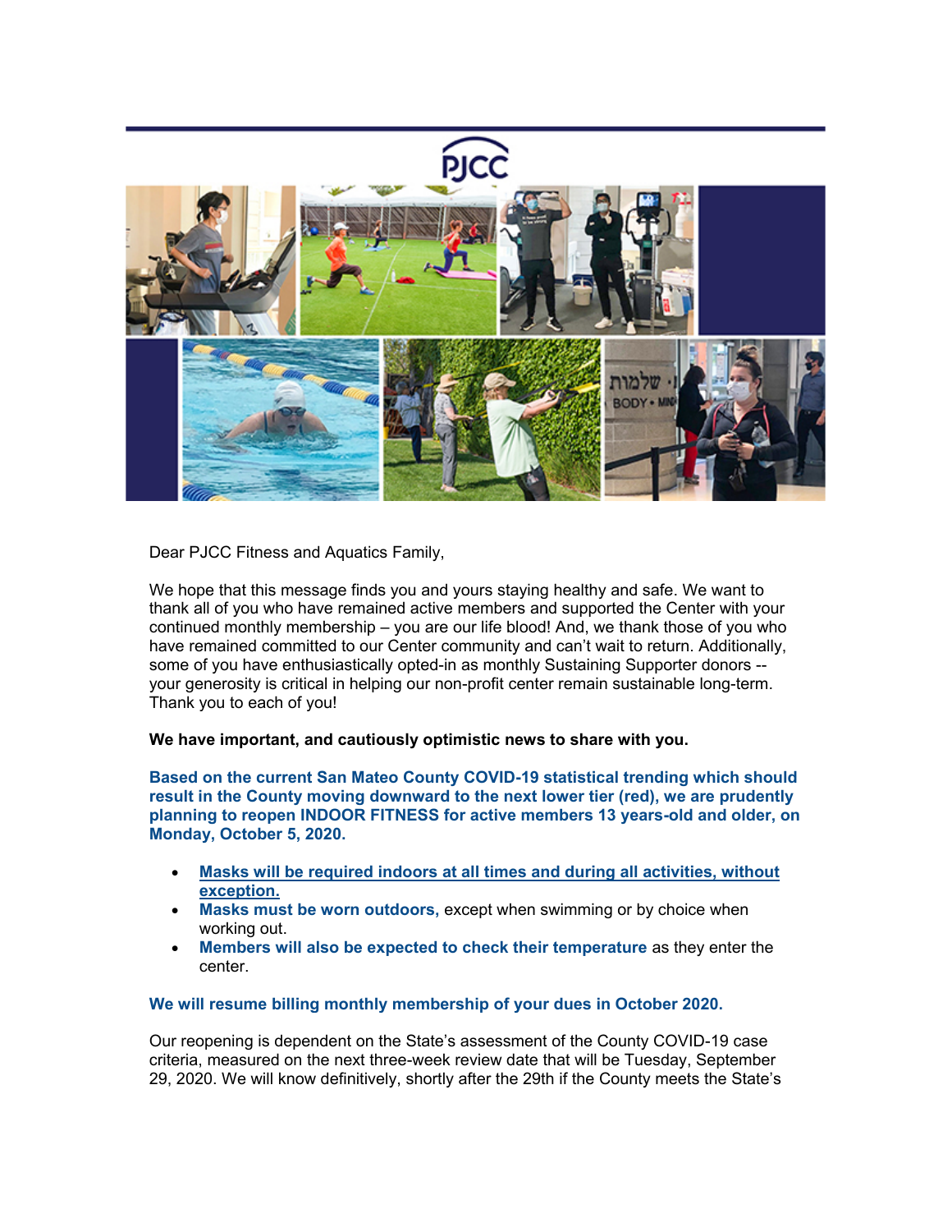PJCC

Dear PJCC Fitness and Aquatics Family,

We hope that this message finds you and yours staying healthy and safe. We want to thank all of you who have remained active members and supported the Center with your continued monthly membership – you are our life blood! And, we thank those of you who have remained committed to our Center community and can't wait to return. Additionally, some of you have enthusiastically opted-in as monthly Sustaining Supporter donors -- your generosity is critical in helping our non-profit center remain sustainable long-term. Thank you to each of you!

**We have important, and cautiously optimistic news to share with you.**

**Based on the current San Mateo County COVID-19 statistical trending which should result in the County moving downward to the next lower tier (red), we are prudently planning to reopen INDOOR FITNESS for active members 13 years-old and older, on Monday, October 5, 2020.**

- **Masks will be required indoors at all times and during all activities, without exception.**
- **Masks must be worn outdoors,** except when swimming or by choice when working out.
- **Members will also be expected to check their temperature** as they enter the center.

**We will resume billing monthly membership of your dues in October 2020.**

Our reopening is dependent on the State's assessment of the County COVID-19 case criteria, measured on the next three-week review date that will be Tuesday, September 29, 2020. We will know definitively, shortly after the 29th if the County meets the State's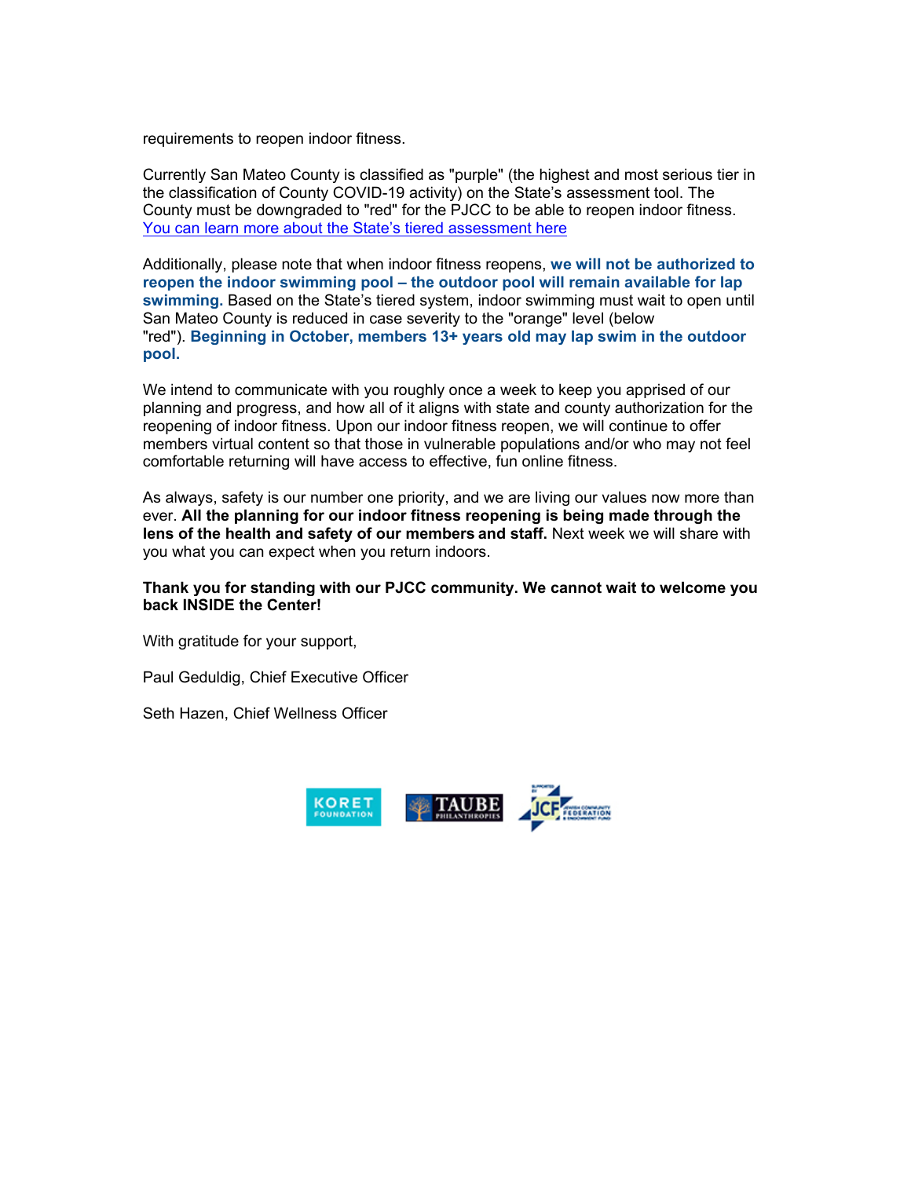requirements to reopen indoor fitness.

Currently San Mateo County is classified as "purple" (the highest and most serious tier in the classification of County COVID-19 activity) on the State's assessment tool. The County must be downgraded to "red" for the PJCC to be able to reopen indoor fitness. [You can learn more about the State's tiered assessment here]

Additionally, please note that when indoor fitness reopens, **we will not be authorized to reopen the indoor swimming pool – the outdoor pool will remain available for lap swimming.** Based on the State's tiered system, indoor swimming must wait to open until San Mateo County is reduced in case severity to the "orange" level (below "red"). **Beginning in October, members 13+ years old may lap swim in the outdoor pool.**

We intend to communicate with you roughly once a week to keep you apprised of our planning and progress, and how all of it aligns with state and county authorization for the reopening of indoor fitness. Upon our indoor fitness reopen, we will continue to offer members virtual content so that those in vulnerable populations and/or who may not feel comfortable returning will have access to effective, fun online fitness.

As always, safety is our number one priority, and we are living our values now more than ever. **All the planning for our indoor fitness reopening is being made through the lens of the health and safety of our members and staff.** Next week we will share with you what you can expect when you return indoors.

**Thank you for standing with our PJCC community. We cannot wait to welcome you back INSIDE the Center!**

With gratitude for your support,

Paul Geduldig, Chief Executive Officer

Seth Hazen, Chief Wellness Officer

KORET FOUNDATION TAUBE PHILANTHROPIES JCF JEWISH COMMUNITY FEDERATION & ENDOWMENT FUND